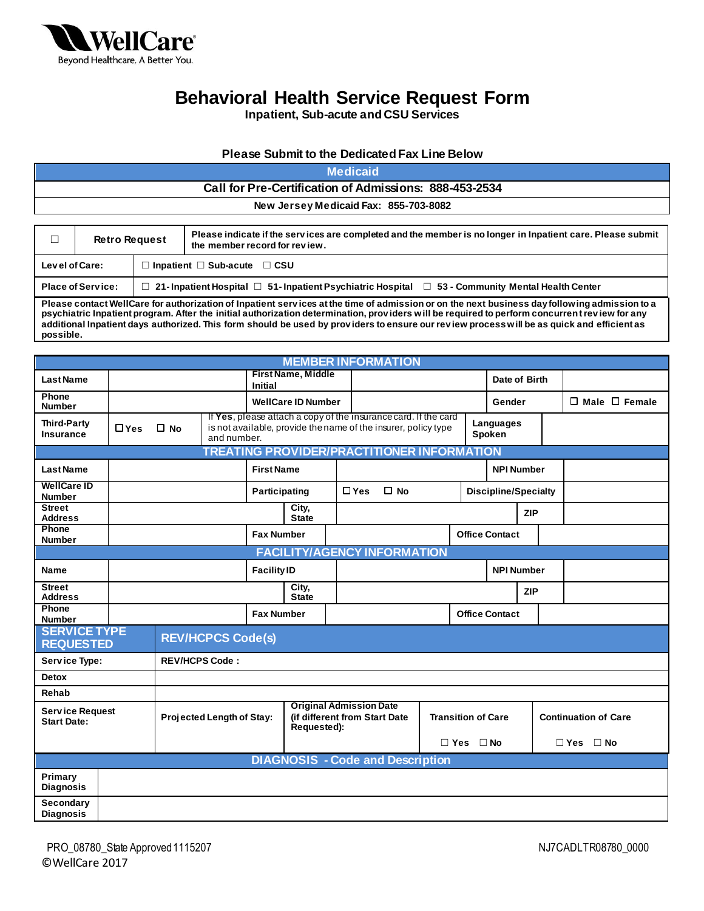WellCare
Beyond Healthcare. A Better You.

# Behavioral Health Service Request Form

**Inpatient, Sub-acute and CSU Services**

**Please Submit to the Dedicated Fax Line Below**

| Medicaid |
|---|
| **Call for Pre-Certification of Admissions: 888-453-2534** |
| **New Jersey Medicaid Fax: 855-703-8082** |

| ☐ | Retro Request | Please indicate if the services are completed and the member is no longer in Inpatient care. Please submit the member record for review. |
|---|---|---|
| Level of Care: | ☐ Inpatient ☐ Sub-acute ☐ CSU | |
| Place of Service: | ☐ 21- Inpatient Hospital ☐ 51- Inpatient Psychiatric Hospital ☐ 53 - Community Mental Health Center | |

**Please contact WellCare for authorization of Inpatient services at the time of admission or on the next business day following admission to a psychiatric Inpatient program. After the initial authorization determination, providers will be required to perform concurrent review for any additional Inpatient days authorized. This form should be used by providers to ensure our review process will be as quick and efficient as possible.**

## MEMBER INFORMATION

| Last Name | | First Name, Middle Initial | | Date of Birth | |
|---|---|---|---|---|---|
| Phone Number | | WellCare ID Number | | Gender | ☐ Male ☐ Female |
| Third-Party Insurance | ☐ Yes ☐ No | If **Yes**, please attach a copy of the insurance card. If the card is not available, provide the name of the insurer, policy type and number. | | Languages Spoken | |

## TREATING PROVIDER/PRACTITIONER INFORMATION

| Last Name | | First Name | | NPI Number | |
|---|---|---|---|---|---|
| WellCare ID Number | | Participating | ☐ Yes ☐ No | Discipline/Specialty | |
| Street Address | | City, State | | ZIP | |
| Phone Number | | Fax Number | | Office Contact | |

## FACILITY/AGENCY INFORMATION

| Name | | Facility ID | | NPI Number | |
|---|---|---|---|---|---|
| Street Address | | City, State | | ZIP | |
| Phone Number | | Fax Number | | Office Contact | |

| SERVICE TYPE REQUESTED | REV/HCPCS Code(s) | | | |
|---|---|---|---|---|
| Service Type: | REV/HCPS Code : | | | |
| Detox | | | | |
| Rehab | | | | |
| Service Request Start Date: | Projected Length of Stay: | Original Admission Date (if different from Start Date Requested): | Transition of Care ☐ Yes ☐ No | Continuation of Care ☐ Yes ☐ No |

## DIAGNOSIS - Code and Description

| Primary Diagnosis | |
|---|---|
| Secondary Diagnosis | |

PRO_08780_State Approved 1115207
©WellCare 2017

NJ7CADLTR08780_0000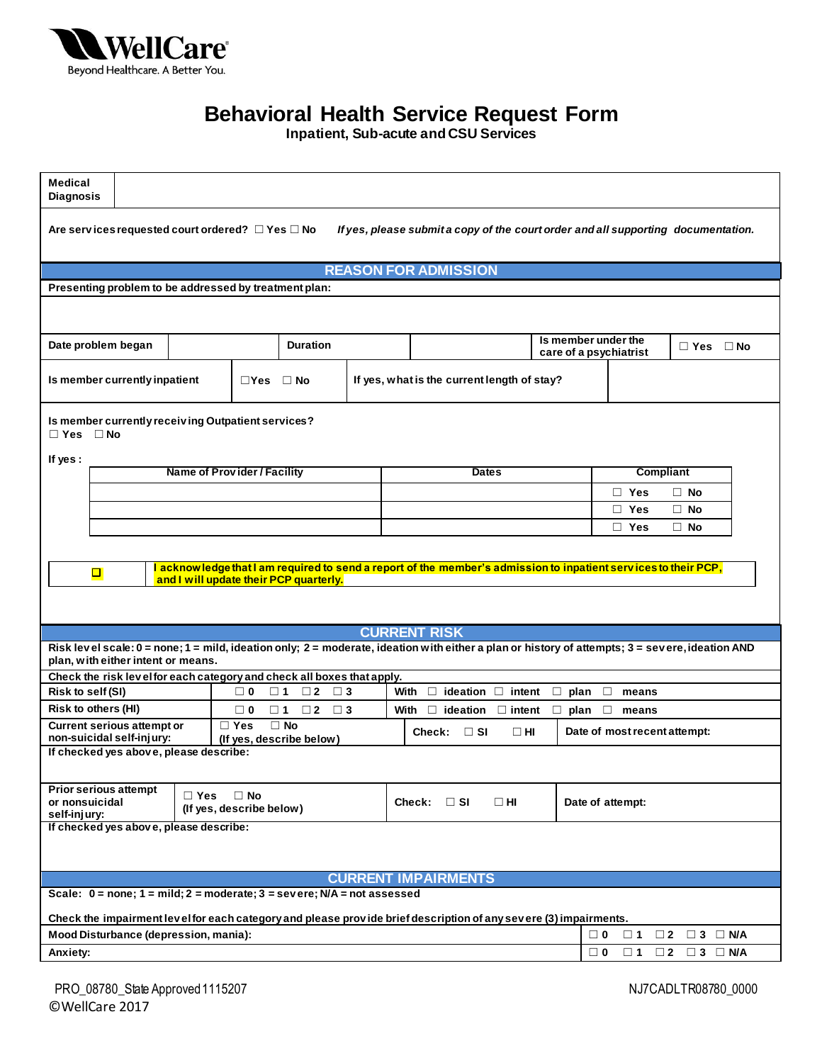WellCare
Beyond Healthcare. A Better You.

# Behavioral Health Service Request Form

**Inpatient, Sub-acute and CSU Services**

| **Medical Diagnosis** | |
|---|---|

**Are services requested court ordered?** ☐ Yes ☐ No *If yes, please submit a copy of the court order and all supporting documentation.*

## REASON FOR ADMISSION

**Presenting problem to be addressed by treatment plan:**

| **Date problem began** | | **Duration** | | **Is member under the care of a psychiatrist** | ☐ Yes ☐ No |
|---|---|---|---|---|---|

| **Is member currently inpatient** | ☐Yes ☐ No | **If yes, what is the current length of stay?** | |
|---|---|---|---|

**Is member currently receiving Outpatient services?**
☐ Yes ☐ No

**If yes :**

| Name of Provider / Facility | Dates | Compliant |
|---|---|---|
| | | ☐ Yes ☐ No |
| | | ☐ Yes ☐ No |
| | | ☐ Yes ☐ No |

☐ **I acknowledge that I am required to send a report of the member's admission to inpatient services to their PCP, and I will update their PCP quarterly.**

## CURRENT RISK

**Risk level scale: 0 = none; 1 = mild, ideation only; 2 = moderate, ideation with either a plan or history of attempts; 3 = severe, ideation AND plan, with either intent or means.**

**Check the risk level for each category and check all boxes that apply.**

| | | |
|---|---|---|
| **Risk to self (SI)** | ☐ 0 ☐ 1 ☐ 2 ☐ 3 | **With** ☐ **ideation** ☐ **intent** ☐ **plan** ☐ **means** |
| **Risk to others (HI)** | ☐ 0 ☐ 1 ☐ 2 ☐ 3 | **With** ☐ **ideation** ☐ **intent** ☐ **plan** ☐ **means** |

| **Current serious attempt or non-suicidal self-injury:** | ☐ Yes ☐ No (If yes, describe below) | **Check:** ☐ **SI** ☐ **HI** | **Date of most recent attempt:** |
|---|---|---|---|

**If checked yes above, please describe:**

| **Prior serious attempt or nonsuicidal self-injury:** | ☐ Yes ☐ No (If yes, describe below) | **Check:** ☐ **SI** ☐ **HI** | **Date of attempt:** |
|---|---|---|---|

**If checked yes above, please describe:**

## CURRENT IMPAIRMENTS

**Scale: 0 = none; 1 = mild; 2 = moderate; 3 = severe; N/A = not assessed**

**Check the impairment level for each category and please provide brief description of any severe (3) impairments.**

| | |
|---|---|
| **Mood Disturbance (depression, mania):** | ☐ 0 ☐ 1 ☐ 2 ☐ 3 ☐ N/A |
| **Anxiety:** | ☐ 0 ☐ 1 ☐ 2 ☐ 3 ☐ N/A |

PRO_08780_State Approved 1115207
©WellCare 2017

NJ7CADLTR08780_0000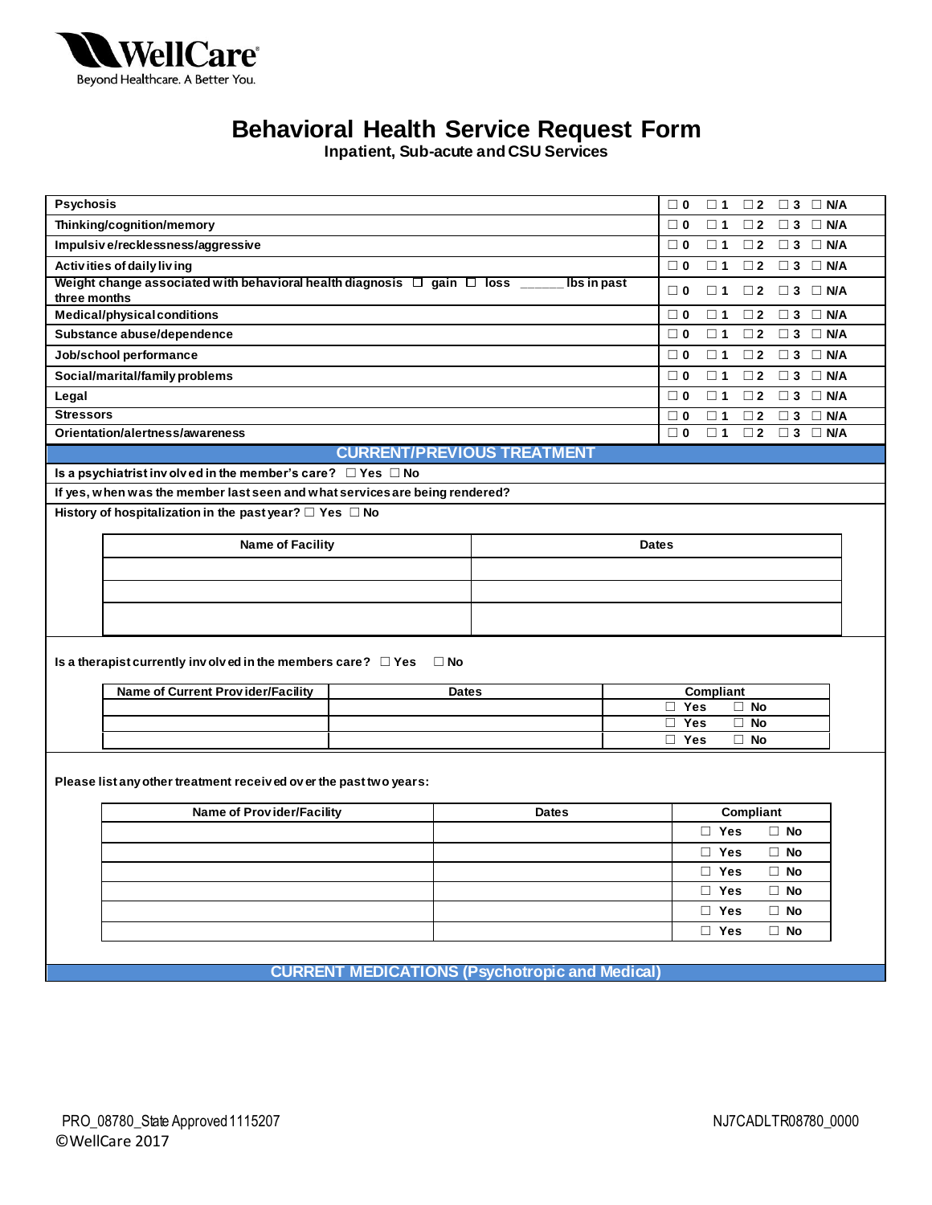# Behavioral Health Service Request Form

**Inpatient, Sub-acute and CSU Services**

| | |
|---|---|
| Psychosis | ☐ 0 ☐ 1 ☐ 2 ☐ 3 ☐ N/A |
| Thinking/cognition/memory | ☐ 0 ☐ 1 ☐ 2 ☐ 3 ☐ N/A |
| Impulsive/recklessness/aggressive | ☐ 0 ☐ 1 ☐ 2 ☐ 3 ☐ N/A |
| Activities of daily living | ☐ 0 ☐ 1 ☐ 2 ☐ 3 ☐ N/A |
| Weight change associated with behavioral health diagnosis ☐ gain ☐ loss ______ lbs in past three months | ☐ 0 ☐ 1 ☐ 2 ☐ 3 ☐ N/A |
| Medical/physical conditions | ☐ 0 ☐ 1 ☐ 2 ☐ 3 ☐ N/A |
| Substance abuse/dependence | ☐ 0 ☐ 1 ☐ 2 ☐ 3 ☐ N/A |
| Job/school performance | ☐ 0 ☐ 1 ☐ 2 ☐ 3 ☐ N/A |
| Social/marital/family problems | ☐ 0 ☐ 1 ☐ 2 ☐ 3 ☐ N/A |
| Legal | ☐ 0 ☐ 1 ☐ 2 ☐ 3 ☐ N/A |
| Stressors | ☐ 0 ☐ 1 ☐ 2 ☐ 3 ☐ N/A |
| Orientation/alertness/awareness | ☐ 0 ☐ 1 ☐ 2 ☐ 3 ☐ N/A |

## CURRENT/PREVIOUS TREATMENT

**Is a psychiatrist involved in the member's care?** ☐ Yes ☐ No

**If yes, when was the member last seen and what services are being rendered?**

**History of hospitalization in the past year?** ☐ Yes ☐ No

| Name of Facility | Dates |
|---|---|
| | |
| | |
| | |

**Is a therapist currently involved in the members care?** ☐ Yes ☐ No

| Name of Current Provider/Facility | Dates | Compliant |
|---|---|---|
| | | ☐ Yes ☐ No |
| | | ☐ Yes ☐ No |
| | | ☐ Yes ☐ No |

**Please list any other treatment received over the past two years:**

| Name of Provider/Facility | Dates | Compliant |
|---|---|---|
| | | ☐ Yes ☐ No |
| | | ☐ Yes ☐ No |
| | | ☐ Yes ☐ No |
| | | ☐ Yes ☐ No |
| | | ☐ Yes ☐ No |
| | | ☐ Yes ☐ No |

## CURRENT MEDICATIONS (Psychotropic and Medical)

PRO_08780_State Approved 1115207
©WellCare 2017

NJ7CADLTR08780_0000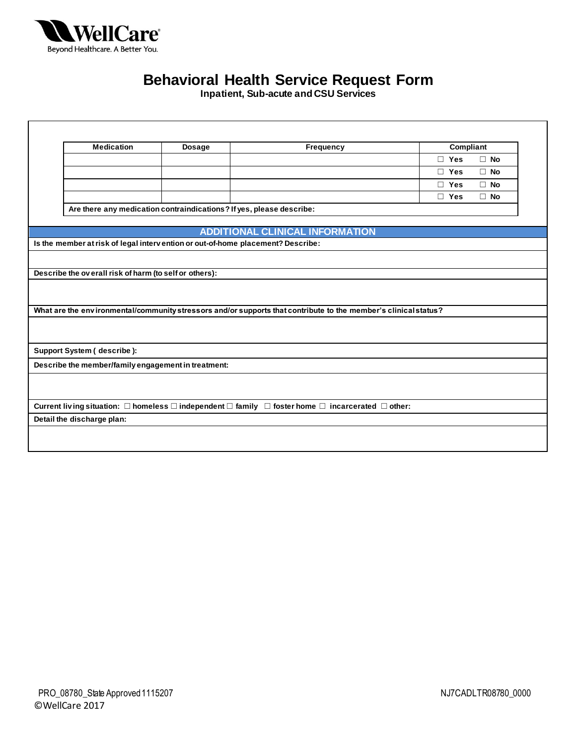WellCare
Beyond Healthcare. A Better You.

# Behavioral Health Service Request Form

**Inpatient, Sub-acute and CSU Services**

| Medication | Dosage | Frequency | Compliant |
|---|---|---|---|
| | | | ☐ Yes ☐ No |
| | | | ☐ Yes ☐ No |
| | | | ☐ Yes ☐ No |
| | | | ☐ Yes ☐ No |

**Are there any medication contraindications? If yes, please describe:**

## ADDITIONAL CLINICAL INFORMATION

**Is the member at risk of legal intervention or out-of-home placement? Describe:**

**Describe the overall risk of harm (to self or others):**

**What are the environmental/community stressors and/or supports that contribute to the member's clinical status?**

**Support System ( describe ):**

**Describe the member/family engagement in treatment:**

**Current living situation:** ☐ homeless ☐ independent ☐ family ☐ foster home ☐ incarcerated ☐ other:

**Detail the discharge plan:**

PRO_08780_State Approved 1115207
©WellCare 2017

NJ7CADLTR08780_0000